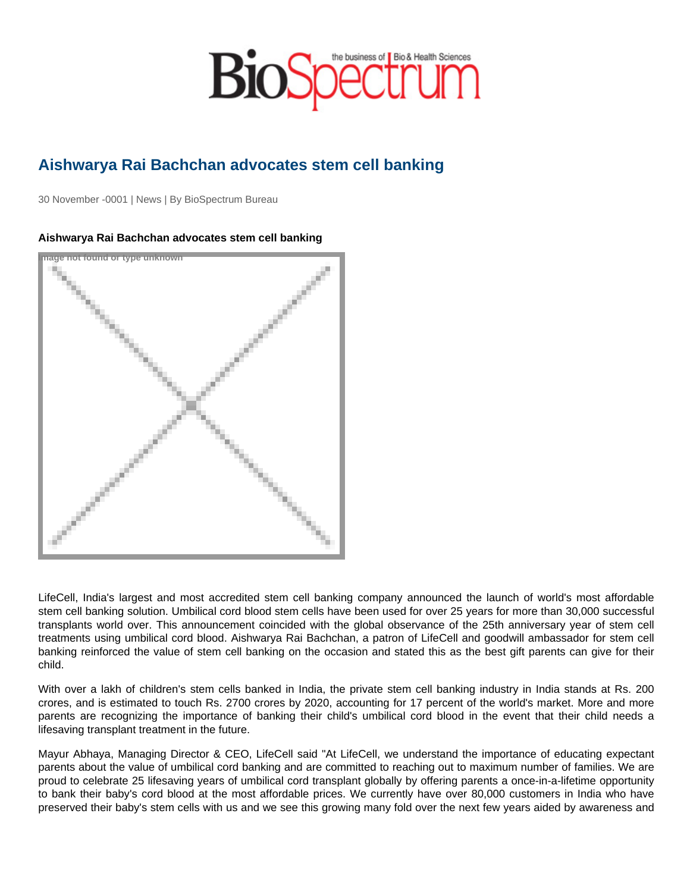# Aishwarya Rai Bachchan advocates stem cell banking

30 November -0001 | News | By BioSpectrum Bureau

**Aishwarya Rai Bachchan advocates stem cell banking**

Image not found or type unknown

LifeCell, India's largest and most accredited stem cell banking company announced the launch of world's most affordable stem cell banking solution. Umbilical cord blood stem cells have been used for over 25 years for more than 30,000 successful transplants world over. This announcement coincided with the global observance of the 25th anniversary year of stem cell treatments using umbilical cord blood. Aishwarya Rai Bachchan, a patron of LifeCell and goodwill ambassador for stem cell banking reinforced the value of stem cell banking on the occasion and stated this as the best gift parents can give for their child.

With over a lakh of children's stem cells banked in India, the private stem cell banking industry in India stands at Rs. 200 crores, and is estimated to touch Rs. 2700 crores by 2020, accounting for 17 percent of the world's market. More and more parents are recognizing the importance of banking their child's umbilical cord blood in the event that their child needs a lifesaving transplant treatment in the future.

Mayur Abhaya, Managing Director & CEO, LifeCell said "At LifeCell, we understand the importance of educating expectant parents about the value of umbilical cord banking and are committed to reaching out to maximum number of families. We are proud to celebrate 25 lifesaving years of umbilical cord transplant globally by offering parents a once-in-a-lifetime opportunity to bank their baby's cord blood at the most affordable prices. We currently have over 80,000 customers in India who have preserved their baby's stem cells with us and we see this growing many fold over the next few years aided by awareness and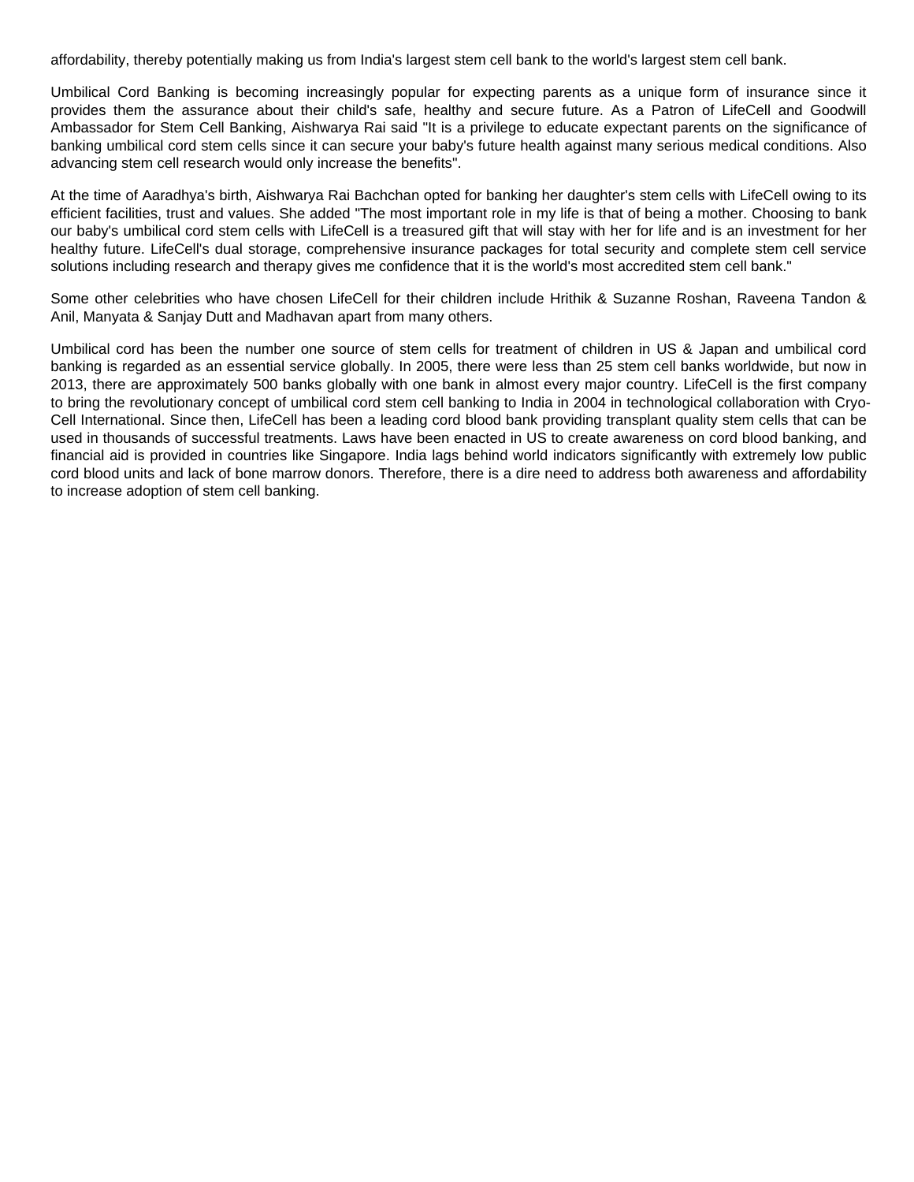affordability, thereby potentially making us from India's largest stem cell bank to the world's largest stem cell bank.

Umbilical Cord Banking is becoming increasingly popular for expecting parents as a unique form of insurance since it provides them the assurance about their child's safe, healthy and secure future. As a Patron of LifeCell and Goodwill Ambassador for Stem Cell Banking, Aishwarya Rai said "It is a privilege to educate expectant parents on the significance of banking umbilical cord stem cells since it can secure your baby's future health against many serious medical conditions. Also advancing stem cell research would only increase the benefits".

At the time of Aaradhya's birth, Aishwarya Rai Bachchan opted for banking her daughter's stem cells with LifeCell owing to its efficient facilities, trust and values. She added "The most important role in my life is that of being a mother. Choosing to bank our baby's umbilical cord stem cells with LifeCell is a treasured gift that will stay with her for life and is an investment for her healthy future. LifeCell's dual storage, comprehensive insurance packages for total security and complete stem cell service solutions including research and therapy gives me confidence that it is the world's most accredited stem cell bank."

Some other celebrities who have chosen LifeCell for their children include Hrithik & Suzanne Roshan, Raveena Tandon & Anil, Manyata & Sanjay Dutt and Madhavan apart from many others.

Umbilical cord has been the number one source of stem cells for treatment of children in US & Japan and umbilical cord banking is regarded as an essential service globally. In 2005, there were less than 25 stem cell banks worldwide, but now in 2013, there are approximately 500 banks globally with one bank in almost every major country. LifeCell is the first company to bring the revolutionary concept of umbilical cord stem cell banking to India in 2004 in technological collaboration with Cryo-Cell International. Since then, LifeCell has been a leading cord blood bank providing transplant quality stem cells that can be used in thousands of successful treatments. Laws have been enacted in US to create awareness on cord blood banking, and financial aid is provided in countries like Singapore. India lags behind world indicators significantly with extremely low public cord blood units and lack of bone marrow donors. Therefore, there is a dire need to address both awareness and affordability to increase adoption of stem cell banking.